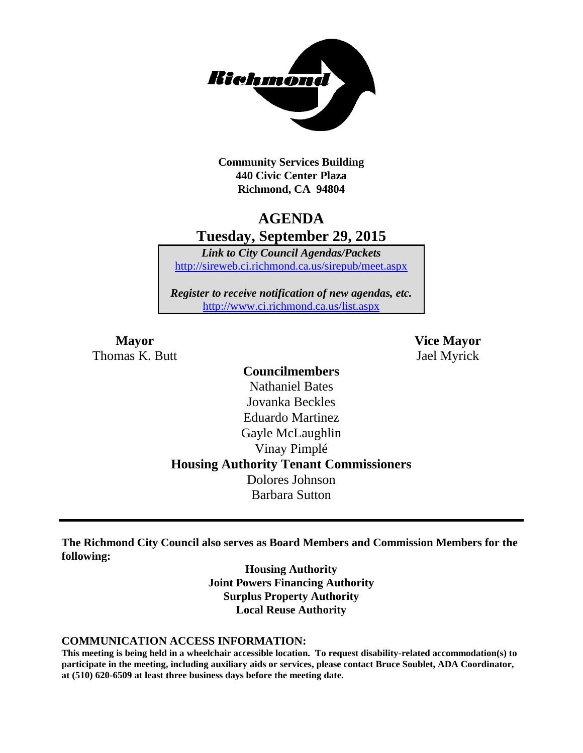**Community Services Building**
**440 Civic Center Plaza**
**Richmond, CA 94804**

# AGENDA
## Tuesday, September 29, 2015

***Link to City Council Agendas/Packets***
http://sireweb.ci.richmond.ca.us/sirepub/meet.aspx

***Register to receive notification of new agendas, etc.***
http://www.ci.richmond.ca.us/list.aspx

**Mayor**
Thomas K. Butt

**Vice Mayor**
Jael Myrick

**Councilmembers**
Nathaniel Bates
Jovanka Beckles
Eduardo Martinez
Gayle McLaughlin
Vinay Pimplé

**Housing Authority Tenant Commissioners**
Dolores Johnson
Barbara Sutton

---

**The Richmond City Council also serves as Board Members and Commission Members for the following:**

**Housing Authority**
**Joint Powers Financing Authority**
**Surplus Property Authority**
**Local Reuse Authority**

**COMMUNICATION ACCESS INFORMATION:**

**This meeting is being held in a wheelchair accessible location. To request disability-related accommodation(s) to participate in the meeting, including auxiliary aids or services, please contact Bruce Soublet, ADA Coordinator, at (510) 620-6509 at least three business days before the meeting date.**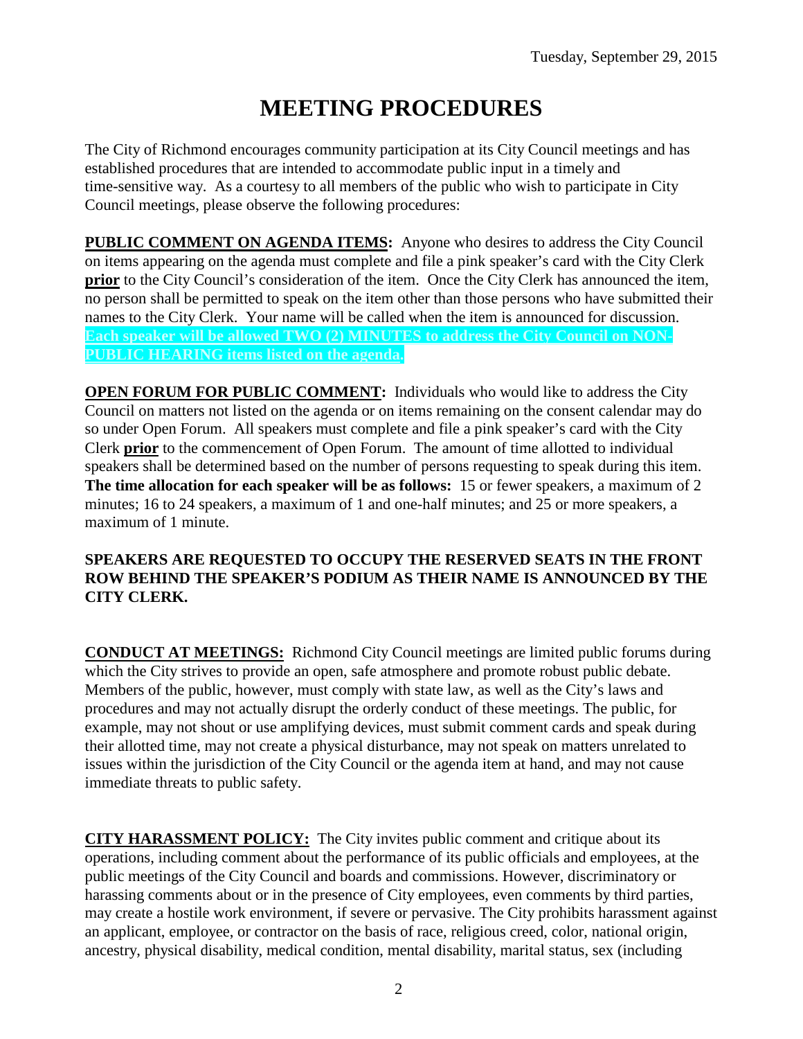# MEETING PROCEDURES

The City of Richmond encourages community participation at its City Council meetings and has established procedures that are intended to accommodate public input in a timely and time-sensitive way. As a courtesy to all members of the public who wish to participate in City Council meetings, please observe the following procedures:

**PUBLIC COMMENT ON AGENDA ITEMS:** Anyone who desires to address the City Council on items appearing on the agenda must complete and file a pink speaker's card with the City Clerk **prior** to the City Council's consideration of the item. Once the City Clerk has announced the item, no person shall be permitted to speak on the item other than those persons who have submitted their names to the City Clerk. Your name will be called when the item is announced for discussion. **Each speaker will be allowed TWO (2) MINUTES to address the City Council on NON-PUBLIC HEARING items listed on the agenda.**

**OPEN FORUM FOR PUBLIC COMMENT:** Individuals who would like to address the City Council on matters not listed on the agenda or on items remaining on the consent calendar may do so under Open Forum. All speakers must complete and file a pink speaker's card with the City Clerk **prior** to the commencement of Open Forum. The amount of time allotted to individual speakers shall be determined based on the number of persons requesting to speak during this item. **The time allocation for each speaker will be as follows:** 15 or fewer speakers, a maximum of 2 minutes; 16 to 24 speakers, a maximum of 1 and one-half minutes; and 25 or more speakers, a maximum of 1 minute.

**SPEAKERS ARE REQUESTED TO OCCUPY THE RESERVED SEATS IN THE FRONT ROW BEHIND THE SPEAKER'S PODIUM AS THEIR NAME IS ANNOUNCED BY THE CITY CLERK.**

**CONDUCT AT MEETINGS:** Richmond City Council meetings are limited public forums during which the City strives to provide an open, safe atmosphere and promote robust public debate. Members of the public, however, must comply with state law, as well as the City's laws and procedures and may not actually disrupt the orderly conduct of these meetings. The public, for example, may not shout or use amplifying devices, must submit comment cards and speak during their allotted time, may not create a physical disturbance, may not speak on matters unrelated to issues within the jurisdiction of the City Council or the agenda item at hand, and may not cause immediate threats to public safety.

**CITY HARASSMENT POLICY:** The City invites public comment and critique about its operations, including comment about the performance of its public officials and employees, at the public meetings of the City Council and boards and commissions. However, discriminatory or harassing comments about or in the presence of City employees, even comments by third parties, may create a hostile work environment, if severe or pervasive. The City prohibits harassment against an applicant, employee, or contractor on the basis of race, religious creed, color, national origin, ancestry, physical disability, medical condition, mental disability, marital status, sex (including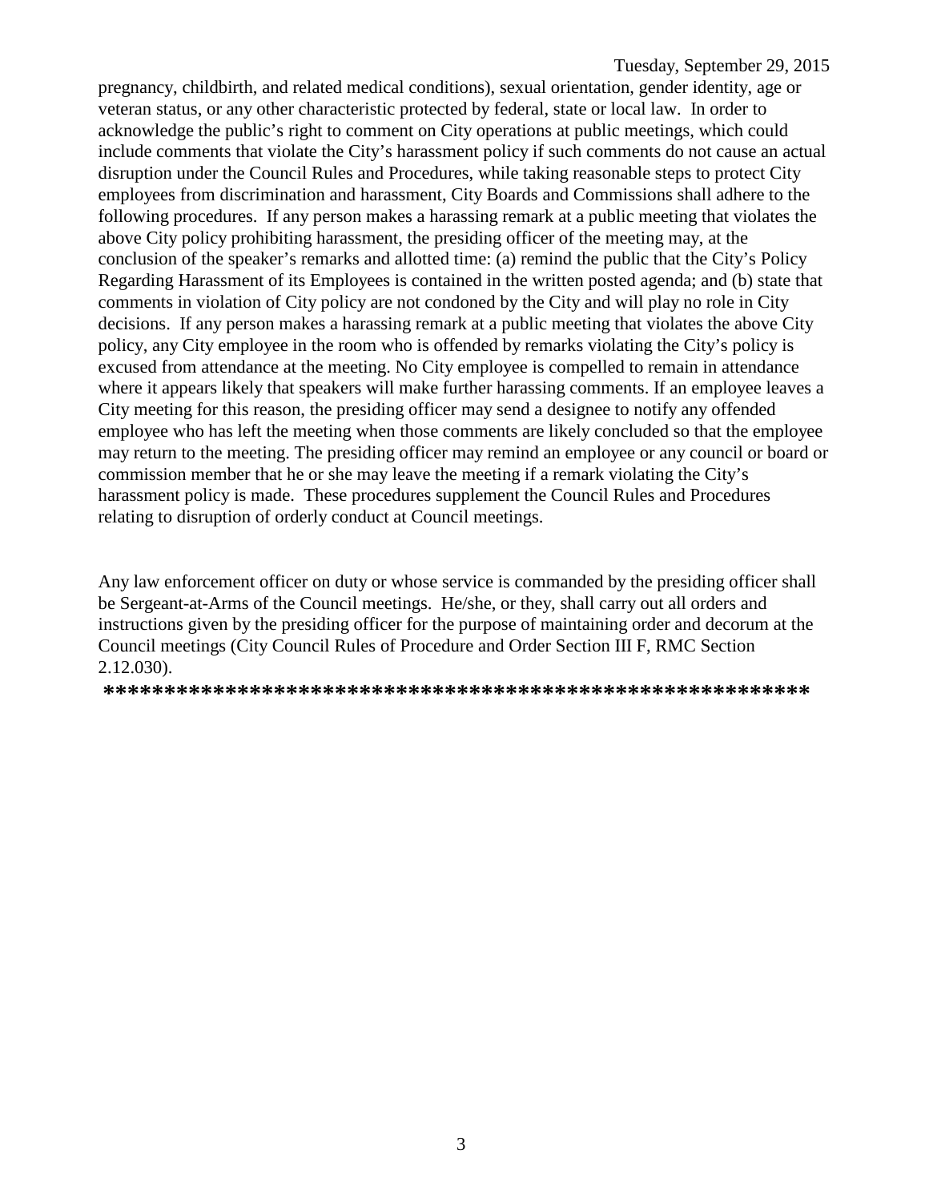pregnancy, childbirth, and related medical conditions), sexual orientation, gender identity, age or veteran status, or any other characteristic protected by federal, state or local law. In order to acknowledge the public's right to comment on City operations at public meetings, which could include comments that violate the City's harassment policy if such comments do not cause an actual disruption under the Council Rules and Procedures, while taking reasonable steps to protect City employees from discrimination and harassment, City Boards and Commissions shall adhere to the following procedures. If any person makes a harassing remark at a public meeting that violates the above City policy prohibiting harassment, the presiding officer of the meeting may, at the conclusion of the speaker's remarks and allotted time: (a) remind the public that the City's Policy Regarding Harassment of its Employees is contained in the written posted agenda; and (b) state that comments in violation of City policy are not condoned by the City and will play no role in City decisions. If any person makes a harassing remark at a public meeting that violates the above City policy, any City employee in the room who is offended by remarks violating the City's policy is excused from attendance at the meeting. No City employee is compelled to remain in attendance where it appears likely that speakers will make further harassing comments. If an employee leaves a City meeting for this reason, the presiding officer may send a designee to notify any offended employee who has left the meeting when those comments are likely concluded so that the employee may return to the meeting. The presiding officer may remind an employee or any council or board or commission member that he or she may leave the meeting if a remark violating the City's harassment policy is made. These procedures supplement the Council Rules and Procedures relating to disruption of orderly conduct at Council meetings.

Any law enforcement officer on duty or whose service is commanded by the presiding officer shall be Sergeant-at-Arms of the Council meetings. He/she, or they, shall carry out all orders and instructions given by the presiding officer for the purpose of maintaining order and decorum at the Council meetings (City Council Rules of Procedure and Order Section III F, RMC Section 2.12.030).

**************************************************************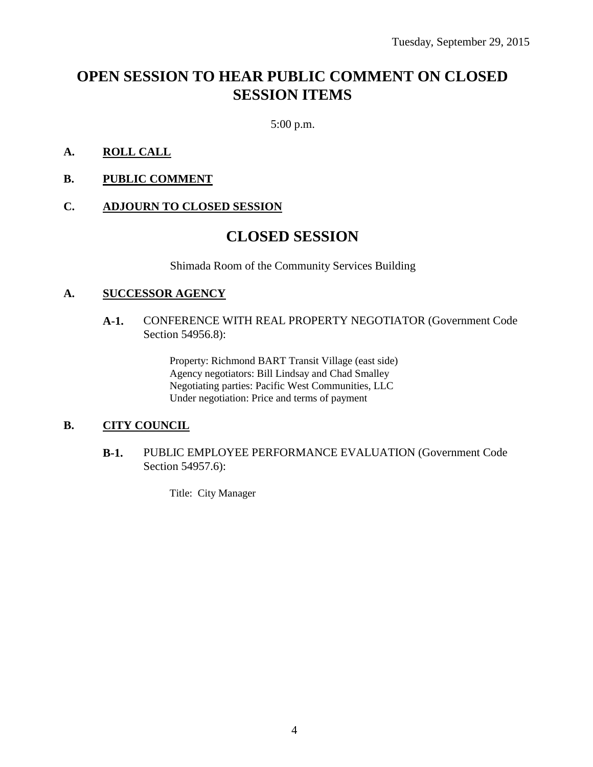Tuesday, September 29, 2015

# OPEN SESSION TO HEAR PUBLIC COMMENT ON CLOSED SESSION ITEMS

5:00 p.m.

**A. ROLL CALL**

**B. PUBLIC COMMENT**

**C. ADJOURN TO CLOSED SESSION**

# CLOSED SESSION

Shimada Room of the Community Services Building

**A. SUCCESSOR AGENCY**

**A-1.** CONFERENCE WITH REAL PROPERTY NEGOTIATOR (Government Code Section 54956.8):

Property: Richmond BART Transit Village (east side)
Agency negotiators: Bill Lindsay and Chad Smalley
Negotiating parties: Pacific West Communities, LLC
Under negotiation: Price and terms of payment

**B. CITY COUNCIL**

**B-1.** PUBLIC EMPLOYEE PERFORMANCE EVALUATION (Government Code Section 54957.6):

Title: City Manager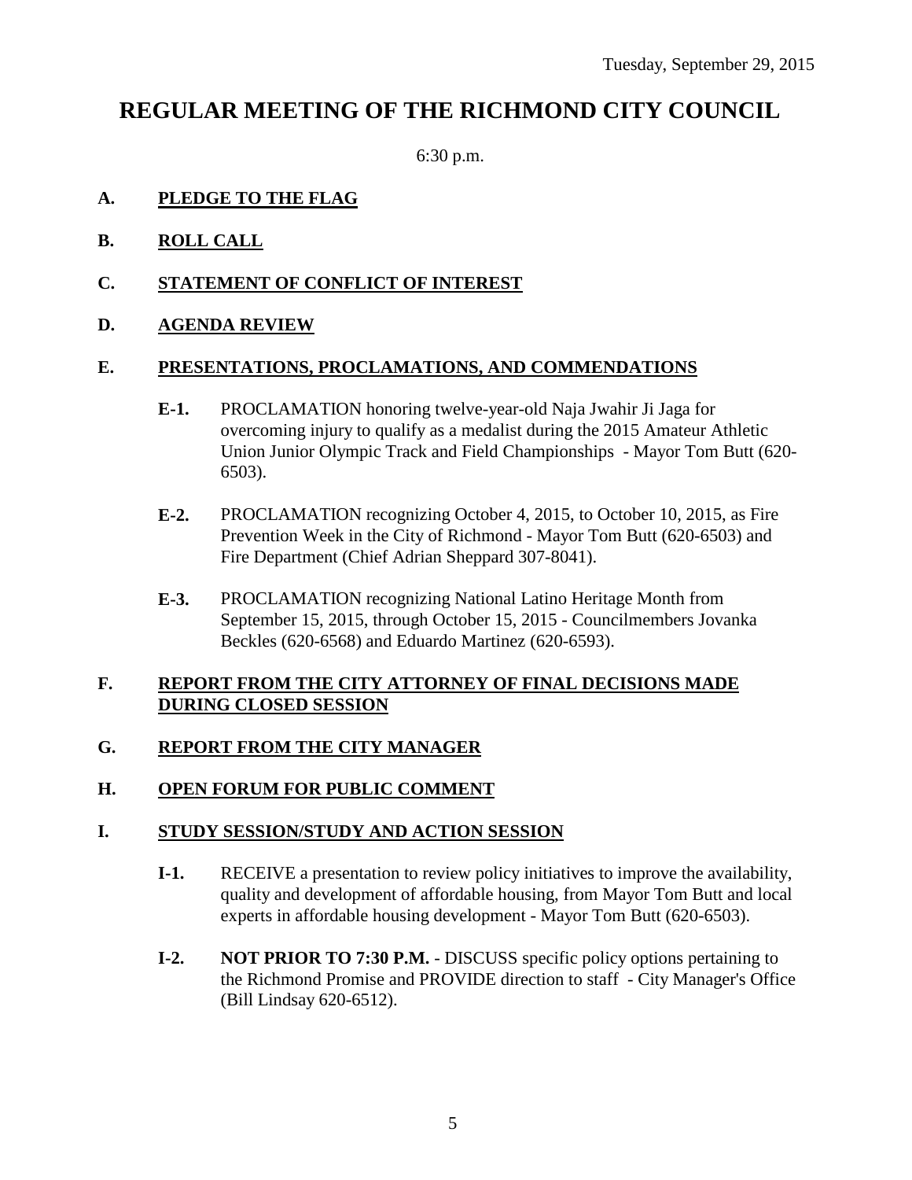Tuesday, September 29, 2015

# REGULAR MEETING OF THE RICHMOND CITY COUNCIL

6:30 p.m.

**A. PLEDGE TO THE FLAG**

**B. ROLL CALL**

**C. STATEMENT OF CONFLICT OF INTEREST**

**D. AGENDA REVIEW**

**E. PRESENTATIONS, PROCLAMATIONS, AND COMMENDATIONS**

- **E-1.** PROCLAMATION honoring twelve-year-old Naja Jwahir Ji Jaga for overcoming injury to qualify as a medalist during the 2015 Amateur Athletic Union Junior Olympic Track and Field Championships - Mayor Tom Butt (620-6503).

- **E-2.** PROCLAMATION recognizing October 4, 2015, to October 10, 2015, as Fire Prevention Week in the City of Richmond - Mayor Tom Butt (620-6503) and Fire Department (Chief Adrian Sheppard 307-8041).

- **E-3.** PROCLAMATION recognizing National Latino Heritage Month from September 15, 2015, through October 15, 2015 - Councilmembers Jovanka Beckles (620-6568) and Eduardo Martinez (620-6593).

**F. REPORT FROM THE CITY ATTORNEY OF FINAL DECISIONS MADE DURING CLOSED SESSION**

**G. REPORT FROM THE CITY MANAGER**

**H. OPEN FORUM FOR PUBLIC COMMENT**

**I. STUDY SESSION/STUDY AND ACTION SESSION**

- **I-1.** RECEIVE a presentation to review policy initiatives to improve the availability, quality and development of affordable housing, from Mayor Tom Butt and local experts in affordable housing development - Mayor Tom Butt (620-6503).

- **I-2.** **NOT PRIOR TO 7:30 P.M.** - DISCUSS specific policy options pertaining to the Richmond Promise and PROVIDE direction to staff - City Manager's Office (Bill Lindsay 620-6512).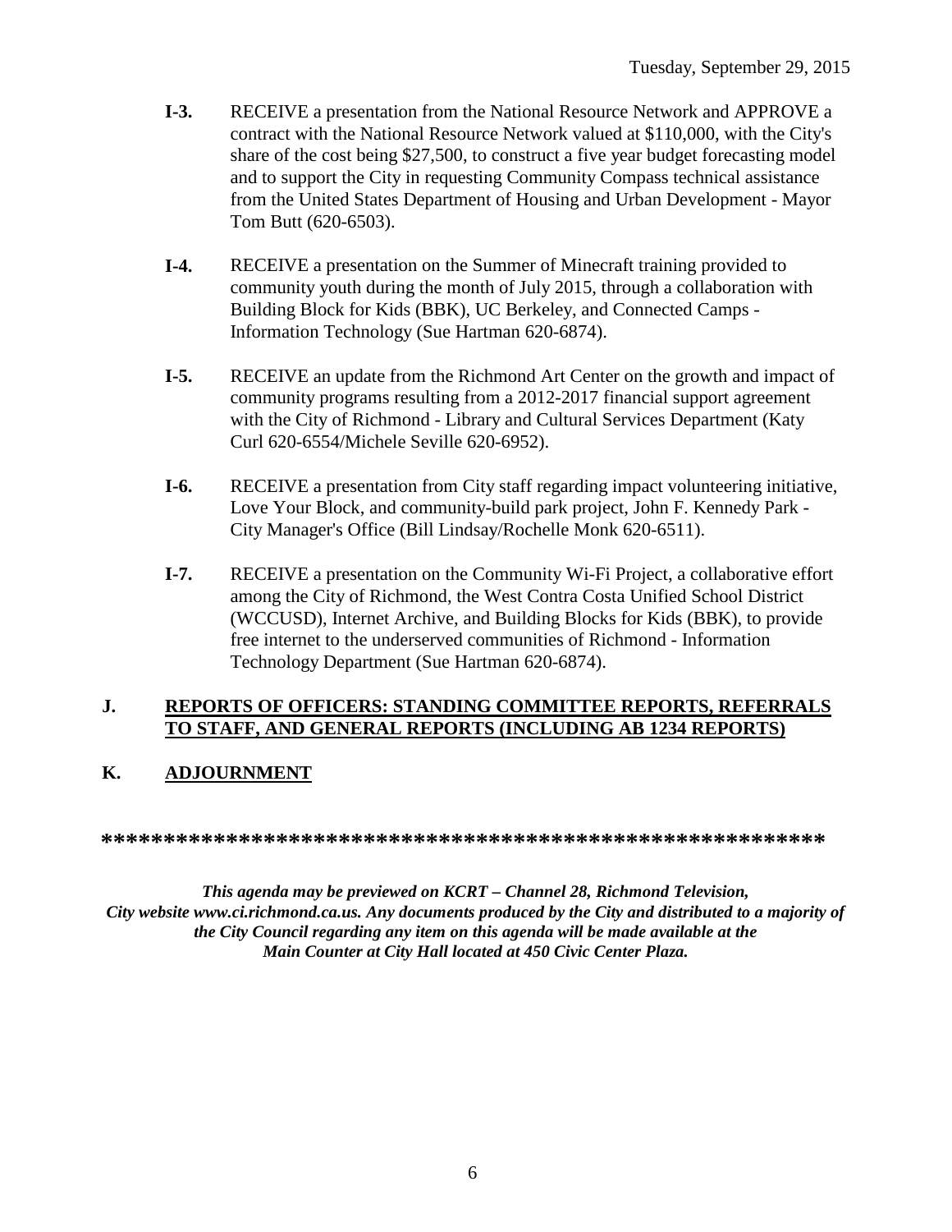**I-3.** RECEIVE a presentation from the National Resource Network and APPROVE a contract with the National Resource Network valued at $110,000, with the City's share of the cost being $27,500, to construct a five year budget forecasting model and to support the City in requesting Community Compass technical assistance from the United States Department of Housing and Urban Development - Mayor Tom Butt (620-6503).

**I-4.** RECEIVE a presentation on the Summer of Minecraft training provided to community youth during the month of July 2015, through a collaboration with Building Block for Kids (BBK), UC Berkeley, and Connected Camps - Information Technology (Sue Hartman 620-6874).

**I-5.** RECEIVE an update from the Richmond Art Center on the growth and impact of community programs resulting from a 2012-2017 financial support agreement with the City of Richmond - Library and Cultural Services Department (Katy Curl 620-6554/Michele Seville 620-6952).

**I-6.** RECEIVE a presentation from City staff regarding impact volunteering initiative, Love Your Block, and community-build park project, John F. Kennedy Park - City Manager's Office (Bill Lindsay/Rochelle Monk 620-6511).

**I-7.** RECEIVE a presentation on the Community Wi-Fi Project, a collaborative effort among the City of Richmond, the West Contra Costa Unified School District (WCCUSD), Internet Archive, and Building Blocks for Kids (BBK), to provide free internet to the underserved communities of Richmond - Information Technology Department (Sue Hartman 620-6874).

## J. REPORTS OF OFFICERS: STANDING COMMITTEE REPORTS, REFERRALS TO STAFF, AND GENERAL REPORTS (INCLUDING AB 1234 REPORTS)

## K. ADJOURNMENT

**********************************************************

***This agenda may be previewed on KCRT – Channel 28, Richmond Television, City website www.ci.richmond.ca.us. Any documents produced by the City and distributed to a majority of the City Council regarding any item on this agenda will be made available at the Main Counter at City Hall located at 450 Civic Center Plaza.***